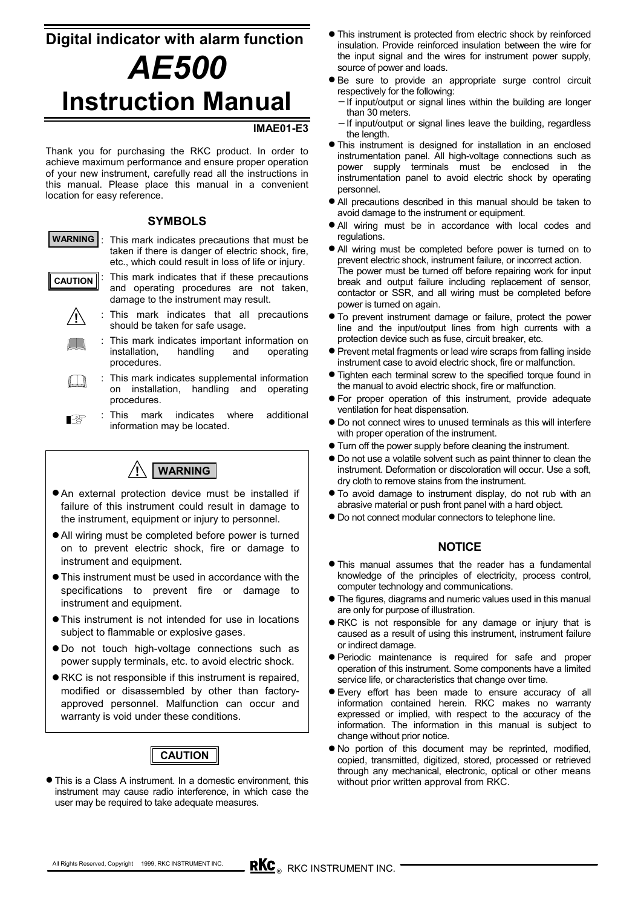# Digital indicator with alarm function

# *AE500*

# Instruction Manual

**IMAE01-E3**

Thank you for purchasing the RKC product. In order to achieve maximum performance and ensure proper operation of your new instrument, carefully read all the instructions in this manual. Please place this manual in a convenient location for easy reference.

## SYMBOLS

**WARNING** : This mark indicates precautions that must be taken if there is danger of electric shock, fire, etc., which could result in loss of life or injury.

**CAUTION** : This mark indicates that if these precautions and operating procedures are not taken, damage to the instrument may result.

⚠ : This mark indicates that all precautions should be taken for safe usage.

📖 : This mark indicates important information on installation, handling and operating procedures.

📖 : This mark indicates supplemental information on installation, handling and operating procedures.

☞ : This mark indicates where additional information may be located.

## ⚠ WARNING

- An external protection device must be installed if failure of this instrument could result in damage to the instrument, equipment or injury to personnel.
- All wiring must be completed before power is turned on to prevent electric shock, fire or damage to instrument and equipment.
- This instrument must be used in accordance with the specifications to prevent fire or damage to instrument and equipment.
- This instrument is not intended for use in locations subject to flammable or explosive gases.
- Do not touch high-voltage connections such as power supply terminals, etc. to avoid electric shock.
- RKC is not responsible if this instrument is repaired, modified or disassembled by other than factory-approved personnel. Malfunction can occur and warranty is void under these conditions.

## CAUTION

- This is a Class A instrument. In a domestic environment, this instrument may cause radio interference, in which case the user may be required to take adequate measures.
- This instrument is protected from electric shock by reinforced insulation. Provide reinforced insulation between the wire for the input signal and the wires for instrument power supply, source of power and loads.
- Be sure to provide an appropriate surge control circuit respectively for the following:
  - If input/output or signal lines within the building are longer than 30 meters.
  - If input/output or signal lines leave the building, regardless the length.
- This instrument is designed for installation in an enclosed instrumentation panel. All high-voltage connections such as power supply terminals must be enclosed in the instrumentation panel to avoid electric shock by operating personnel.
- All precautions described in this manual should be taken to avoid damage to the instrument or equipment.
- All wiring must be in accordance with local codes and regulations.
- All wiring must be completed before power is turned on to prevent electric shock, instrument failure, or incorrect action. The power must be turned off before repairing work for input break and output failure including replacement of sensor, contactor or SSR, and all wiring must be completed before power is turned on again.
- To prevent instrument damage or failure, protect the power line and the input/output lines from high currents with a protection device such as fuse, circuit breaker, etc.
- Prevent metal fragments or lead wire scraps from falling inside instrument case to avoid electric shock, fire or malfunction.
- Tighten each terminal screw to the specified torque found in the manual to avoid electric shock, fire or malfunction.
- For proper operation of this instrument, provide adequate ventilation for heat dispensation.
- Do not connect wires to unused terminals as this will interfere with proper operation of the instrument.
- Turn off the power supply before cleaning the instrument.
- Do not use a volatile solvent such as paint thinner to clean the instrument. Deformation or discoloration will occur. Use a soft, dry cloth to remove stains from the instrument.
- To avoid damage to instrument display, do not rub with an abrasive material or push front panel with a hard object.
- Do not connect modular connectors to telephone line.

## NOTICE

- This manual assumes that the reader has a fundamental knowledge of the principles of electricity, process control, computer technology and communications.
- The figures, diagrams and numeric values used in this manual are only for purpose of illustration.
- RKC is not responsible for any damage or injury that is caused as a result of using this instrument, instrument failure or indirect damage.
- Periodic maintenance is required for safe and proper operation of this instrument. Some components have a limited service life, or characteristics that change over time.
- Every effort has been made to ensure accuracy of all information contained herein. RKC makes no warranty expressed or implied, with respect to the accuracy of the information. The information in this manual is subject to change without prior notice.
- No portion of this document may be reprinted, modified, copied, transmitted, digitized, stored, processed or retrieved through any mechanical, electronic, optical or other means without prior written approval from RKC.

All Rights Reserved, Copyright 1999, RKC INSTRUMENT INC.

RKC INSTRUMENT INC.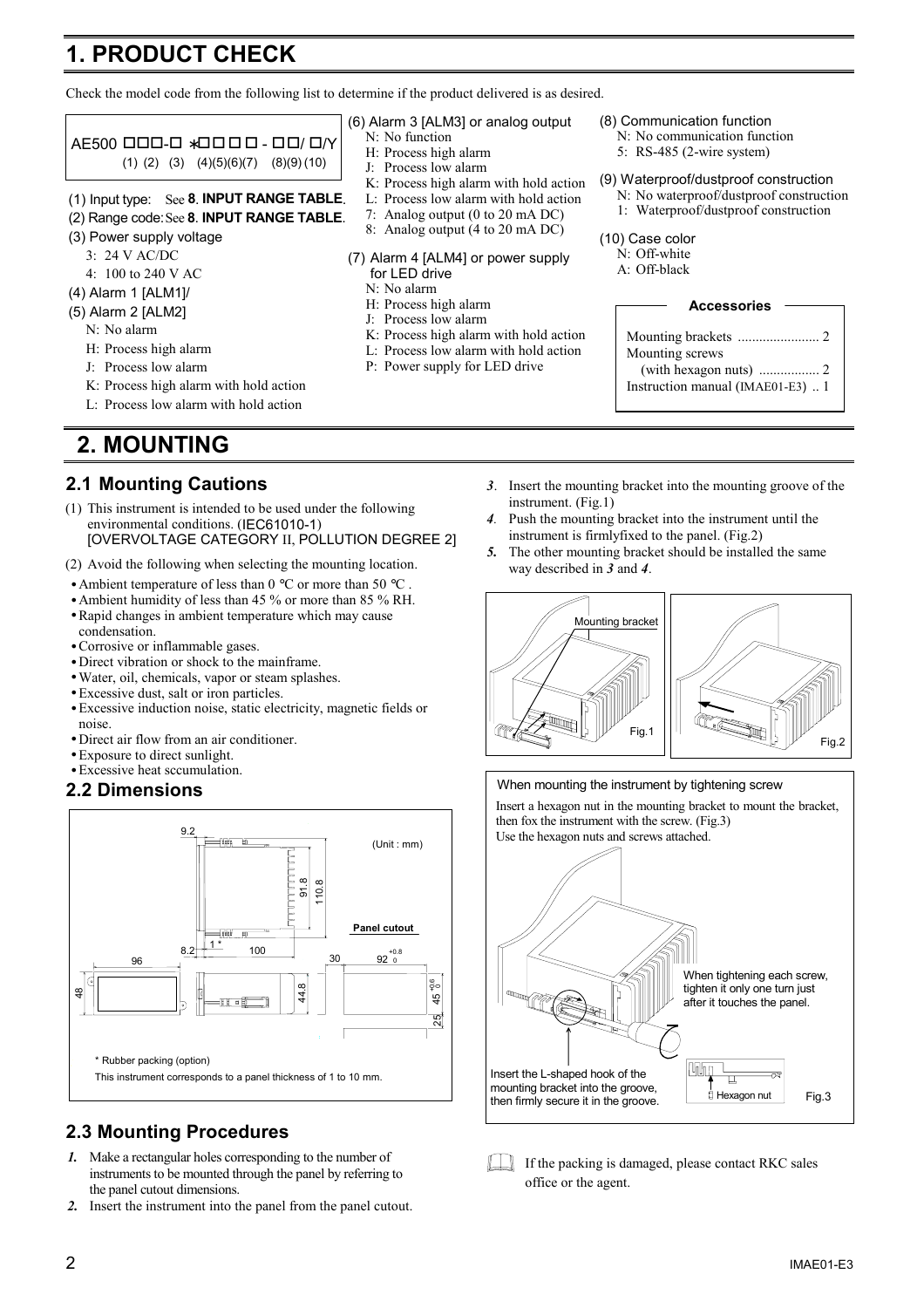# 1. PRODUCT CHECK

Check the model code from the following list to determine if the product delivered is as desired.

AE500 □□□-□ *□□□□ - □□/ □/Y
(1) (2) (3) (4)(5)(6)(7) (8)(9)(10)

(1) Input type: See **8. INPUT RANGE TABLE**.

(2) Range code: See **8. INPUT RANGE TABLE**.

(3) Power supply voltage
- 3: 24 V AC/DC
- 4: 100 to 240 V AC

(4) Alarm 1 [ALM1]/

(5) Alarm 2 [ALM2]
- N: No alarm
- H: Process high alarm
- J: Process low alarm
- K: Process high alarm with hold action
- L: Process low alarm with hold action

(6) Alarm 3 [ALM3] or analog output
- N: No function
- H: Process high alarm
- J: Process low alarm
- K: Process high alarm with hold action
- L: Process low alarm with hold action
- 7: Analog output (0 to 20 mA DC)
- 8: Analog output (4 to 20 mA DC)

(7) Alarm 4 [ALM4] or power supply for LED drive
- N: No alarm
- H: Process high alarm
- J: Process low alarm
- K: Process high alarm with hold action
- L: Process low alarm with hold action
- P: Power supply for LED drive

(8) Communication function
- N: No communication function
- 5: RS-485 (2-wire system)

(9) Waterproof/dustproof construction
- N: No waterproof/dustproof construction
- 1: Waterproof/dustproof construction

(10) Case color
- N: Off-white
- A: Off-black

**Accessories**

- Mounting brackets ....................... 2
- Mounting screws (with hexagon nuts) ................. 2
- Instruction manual (IMAE01-E3) .. 1

# 2. MOUNTING

## 2.1 Mounting Cautions

(1) This instrument is intended to be used under the following environmental conditions. (IEC61010-1) [OVERVOLTAGE CATEGORY II, POLLUTION DEGREE 2]

(2) Avoid the following when selecting the mounting location.
- Ambient temperature of less than 0 °C or more than 50 °C .
- Ambient humidity of less than 45 % or more than 85 % RH.
- Rapid changes in ambient temperature which may cause condensation.
- Corrosive or inflammable gases.
- Direct vibration or shock to the mainframe.
- Water, oil, chemicals, vapor or steam splashes.
- Excessive dust, salt or iron particles.
- Excessive induction noise, static electricity, magnetic fields or noise.
- Direct air flow from an air conditioner.
- Exposure to direct sunlight.
- Excessive heat sccumulation.

## 2.2 Dimensions

(Unit : mm)

9.2, 91.8, 110.8, 8.2, 1 *, 100, 96, 48, 44.8

Panel cutout: 30, $92^{+0.8}_{0}$, $45^{+0.6}_{0}$, 25

\* Rubber packing (option)

This instrument corresponds to a panel thickness of 1 to 10 mm.

## 2.3 Mounting Procedures

1. Make a rectangular holes corresponding to the number of instruments to be mounted through the panel by referring to the panel cutout dimensions.
2. Insert the instrument into the panel from the panel cutout.
3. Insert the mounting bracket into the mounting groove of the instrument. (Fig.1)
4. Push the mounting bracket into the instrument until the instrument is firmlyfixed to the panel. (Fig.2)
5. The other mounting bracket should be installed the same way described in *3* and *4*.

Mounting bracket

Fig.1

Fig.2

**When mounting the instrument by tightening screw**

Insert a hexagon nut in the mounting bracket to mount the bracket, then fox the instrument with the screw. (Fig.3)
Use the hexagon nuts and screws attached.

When tightening each screw, tighten it only one turn just after it touches the panel.

Insert the L-shaped hook of the mounting bracket into the groove, then firmly secure it in the groove.

Hexagon nut

Fig.3

If the packing is damaged, please contact RKC sales office or the agent.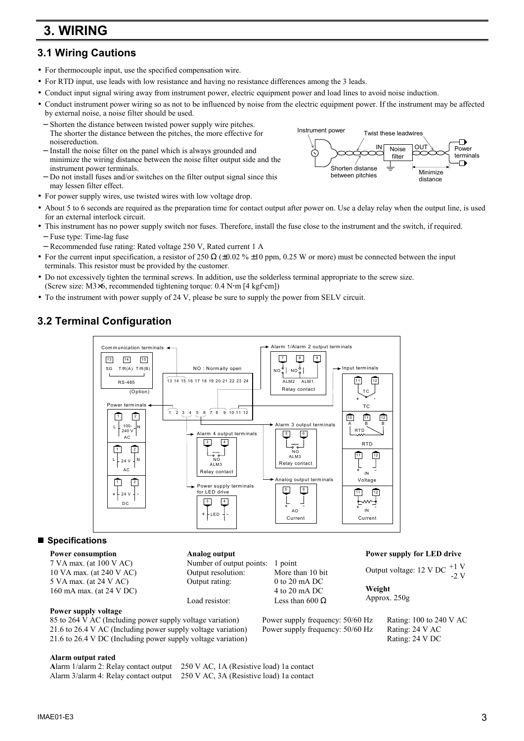# 3. WIRING

## 3.1 Wiring Cautions

- For thermocouple input, use the specified compensation wire.
- For RTD input, use leads with low resistance and having no resistance differences among the 3 leads.
- Conduct input signal wiring away from instrument power, electric equipment power and load lines to avoid noise induction.
- Conduct instrument power wiring so as not to be influenced by noise from the electric equipment power. If the instrument may be affected by external noise, a noise filter should be used.
  - Shorten the distance between twisted power supply wire pitches. The shorter the distance between the pitches, the more effective for noisereduction.
  - Install the noise filter on the panel which is always grounded and minimize the wiring distance between the noise filter output side and the instrument power terminals.
  - Do not install fuses and/or switches on the filter output signal since this may lessen filter effect.

Instrument power — Twist these leadwires — IN — Noise filter — OUT — Power terminals
Shorten distanse between pitchies — Minimize distance

- For power supply wires, use twisted wires with low voltage drop.
- About 5 to 6 seconds are required as the preparation time for contact output after power on. Use a delay relay when the output line, is used for an external interlock circuit.
- This instrument has no power supply switch nor fuses. Therefore, install the fuse close to the instrument and the switch, if required.
  - Fuse type: Time-lag fuse
  - Recommended fuse rating: Rated voltage 250 V, Rated current 1 A
- For the current input specification, a resistor of 250 Ω (±0.02 % ±10 ppm, 0.25 W or more) must be connected between the input terminals. This resistor must be provided by the customer.
- Do not excessively tighten the terminal screws. In addition, use the solderless terminal appropriate to the screw size. (Screw size: M3×6, recommended tightening torque: 0.4 N·m [4 kgf·cm])
- To the instrument with power supply of 24 V, please be sure to supply the power from SELV circuit.

## 3.2 Terminal Configuration

NO : Normally open

Terminal block: 13 14 15 16 17 18 19 20 21 22 23 24 / 1 2 3 4 5 6 7 8 9 10 11 12

- **Communication terminals** (Option): 13 SG, 14 T/R(A), 15 T/R(B) — RS-485
- **Power terminals**: 1 L, 2 N — 100-240 V AC; 1 L, 2 N — 24 V AC; 1 +, 2 − — 24 V DC
- **Alarm 4 output terminals**: 3, 4 — NO ALM3 Relay contact
- **Power supply terminals for LED drive**: 3 +, 4 − — LED
- **Alarm 1/Alarm 2 output terminals**: 7, 8, 9 — NO ALM2, NO ALM1 Relay contact
- **Alarm 3 output terminals**: 5, 6 — NO ALM3 Relay contact
- **Analog output terminals**: 5 +, 6 − — AO Current
- **Input terminals**: TC: 11 +, 12 −; RTD: 10 A, 11 B, 12 B; Voltage: 11 +, 12 − IN; Current: 11 +, 12 − IN

### ■ Specifications

**Power consumption**
7 VA max. (at 100 V AC)
10 VA max. (at 240 V AC)
5 VA max. (at 24 V AC)
160 mA max. (at 24 V DC)

**Analog output**

| | |
|---|---|
| Number of output points: | 1 point |
| Output resolution: | More than 10 bit |
| Output rating: | 0 to 20 mA DC<br>4 to 20 mA DC |
| Load resistor: | Less than 600 Ω |

**Power supply for LED drive**
Output voltage: 12 V DC $^{+1\,V}_{-2\,V}$

**Weight**
Approx. 250g

**Power supply voltage**

| | | |
|---|---|---|
| 85 to 264 V AC (Including power supply voltage variation) | Power supply frequency: 50/60 Hz | Rating: 100 to 240 V AC |
| 21.6 to 26.4 V AC (Including power supply voltage variation) | Power supply frequency: 50/60 Hz | Rating: 24 V AC |
| 21.6 to 26.4 V DC (Including power supply voltage variation) | | Rating: 24 V DC |

**Alarm output rated**
Alarm 1/alarm 2: Relay contact output 250 V AC, 1A (Resistive load) 1a contact
Alarm 3/alarm 4: Relay contact output 250 V AC, 3A (Resistive load) 1a contact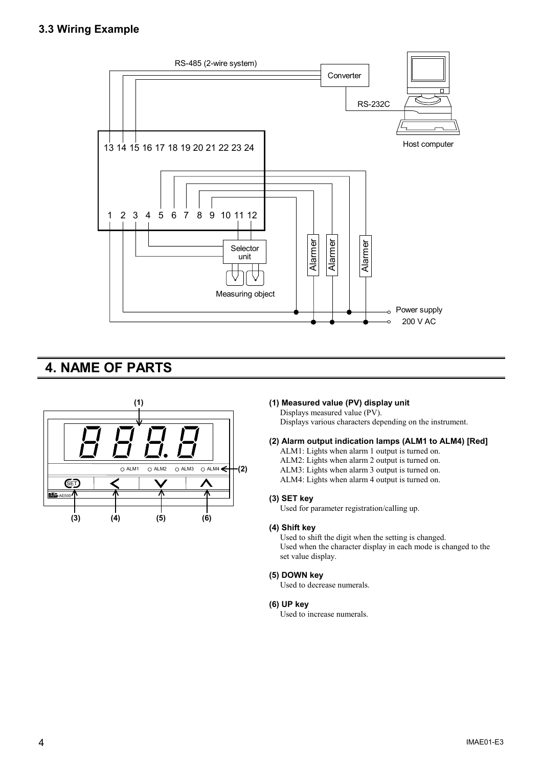### 3.3 Wiring Example

## 4. NAME OF PARTS

**(1) Measured value (PV) display unit**
Displays measured value (PV).
Displays various characters depending on the instrument.

**(2) Alarm output indication lamps (ALM1 to ALM4) [Red]**
ALM1: Lights when alarm 1 output is turned on.
ALM2: Lights when alarm 2 output is turned on.
ALM3: Lights when alarm 3 output is turned on.
ALM4: Lights when alarm 4 output is turned on.

**(3) SET key**
Used for parameter registration/calling up.

**(4) Shift key**
Used to shift the digit when the setting is changed.
Used when the character display in each mode is changed to the set value display.

**(5) DOWN key**
Used to decrease numerals.

**(6) UP key**
Used to increase numerals.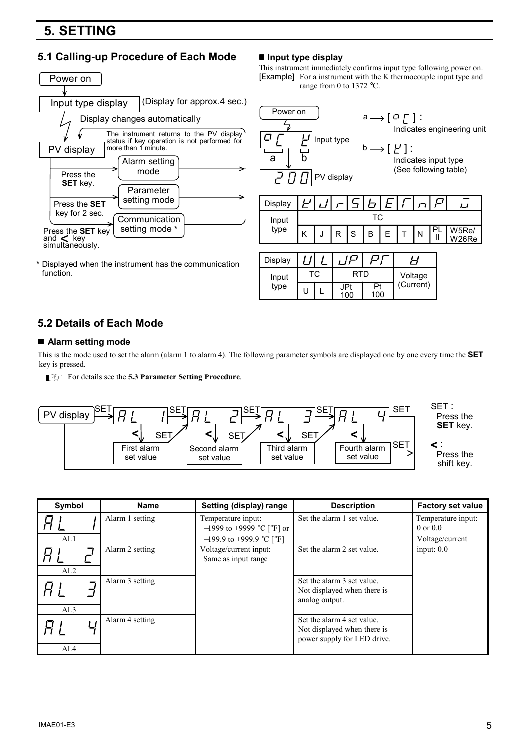# 5. SETTING

## 5.1 Calling-up Procedure of Each Mode

Power on
↓
Input type display (Display for approx.4 sec.)
↓ Display changes automatically
PV display

- Press the **SET** key. → Alarm setting mode
- Press the **SET** key for 2 sec. → Parameter setting mode
- Press the **SET** key and < key simultaneously. → Communication setting mode *

The instrument returns to the PV display status if key operation is not performed for more than 1 minute.

\* Displayed when the instrument has the communication function.

### ■ Input type display

This instrument immediately confirms input type following power on.

[Example] For a instrument with the K thermocouple input type and range from 0 to 1372 °C.

Power on → oC K (Input type) → 200 (PV display)

a → [ oC ] : Indicates engineering unit

b → [ K ] : Indicates input type (See following table)

| Display | K | J | r | S | b | E | T | n | P | W |
|---|---|---|---|---|---|---|---|---|---|---|
| Input type | TC | | | | | | | | | |
| | K | J | R | S | B | E | T | N | PL II | W5Re/W26Re |

| Display | U | L | JP | Pt | V |
|---|---|---|---|---|---|
| Input type | TC | | RTD | | Voltage (Current) |
| | U | L | JPt 100 | Pt 100 | |

## 5.2 Details of Each Mode

### ■ Alarm setting mode

This is the mode used to set the alarm (alarm 1 to alarm 4). The following parameter symbols are displayed one by one every time the **SET** key is pressed.

For details see the **5.3 Parameter Setting Procedure**.

PV display → SET → AL 1 → SET → AL 2 → SET → AL 3 → SET → AL 4 → SET → PV display

- AL 1 → < → First alarm set value → SET → AL 2
- AL 2 → < → Second alarm set value → SET → AL 3
- AL 3 → < → Third alarm set value → SET → AL 4
- AL 4 → < → Fourth alarm set value → SET → PV display

SET : Press the **SET** key.

< : Press the shift key.

| Symbol | Name | Setting (display) range | Description | Factory set value |
|---|---|---|---|---|
| AL1 | Alarm 1 setting | Temperature input: −1999 to +9999 °C [°F] or −199.9 to +999.9 °C [°F] Voltage/current input: Same as input range | Set the alarm 1 set value. | Temperature input: 0 or 0.0 Voltage/current input: 0.0 |
| AL2 | Alarm 2 setting | | Set the alarm 2 set value. | |
| AL3 | Alarm 3 setting | | Set the alarm 3 set value. Not displayed when there is analog output. | |
| AL4 | Alarm 4 setting | | Set the alarm 4 set value. Not displayed when there is power supply for LED drive. | |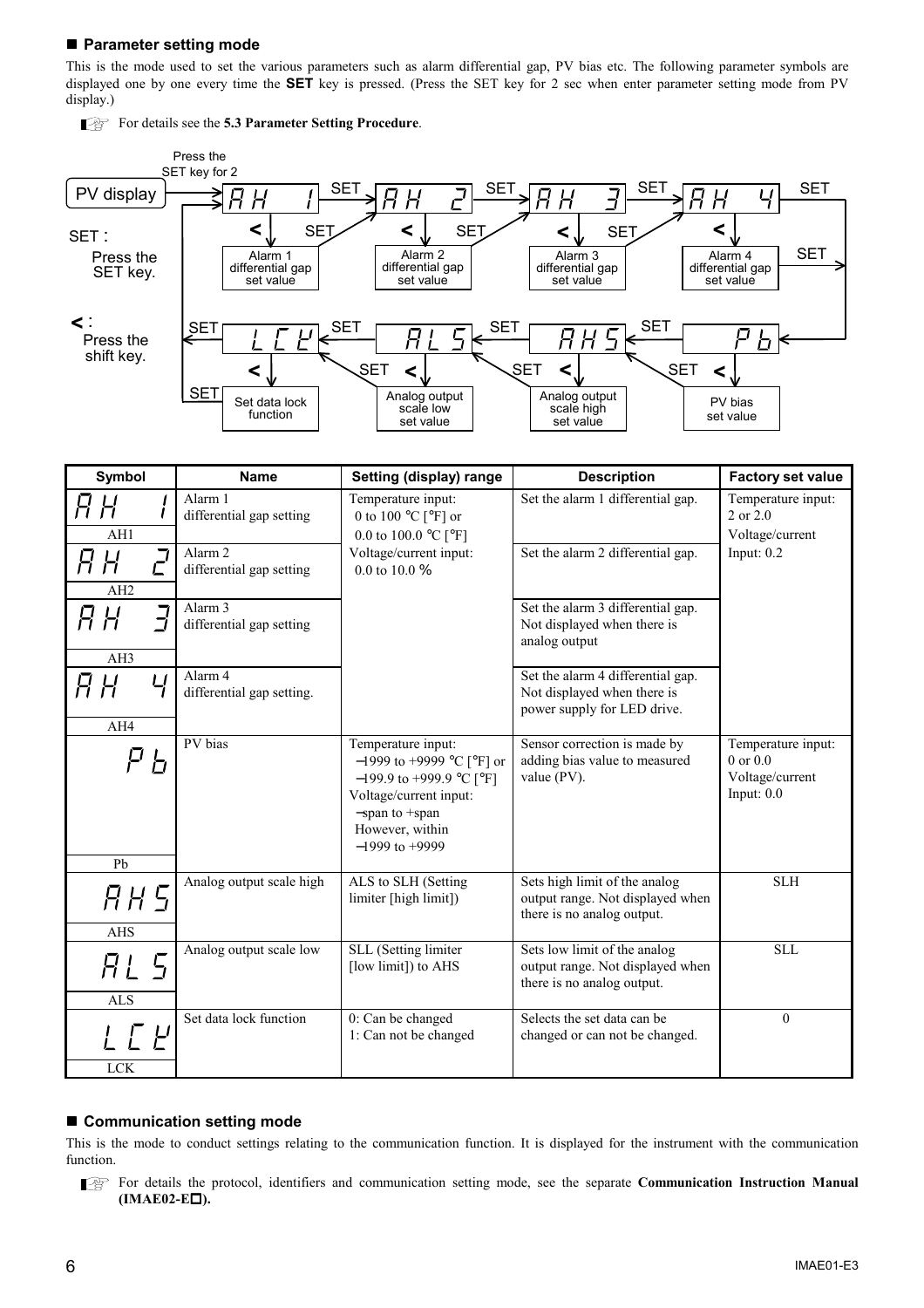## ■ Parameter setting mode

This is the mode used to set the various parameters such as alarm differential gap, PV bias etc. The following parameter symbols are displayed one by one every time the **SET** key is pressed. (Press the SET key for 2 sec when enter parameter setting mode from PV display.)

For details see the **5.3 Parameter Setting Procedure**.

PV display → (Press the SET key for 2 sec) → AH 1 → SET → AH 2 → SET → AH 3 → SET → AH 4 → SET → Pb → SET → AHS → SET → ALS → SET → LCK → SET → (return to AH 1)

- AH 1: < → Alarm 1 differential gap set value → SET
- AH 2: < → Alarm 2 differential gap set value → SET
- AH 3: < → Alarm 3 differential gap set value → SET
- AH 4: < → Alarm 4 differential gap set value → SET
- Pb: < → PV bias set value → SET
- AHS: < → Analog output scale high set value → SET
- ALS: < → Analog output scale low set value → SET
- LCK: < → Set data lock function → SET

SET : Press the SET key.

< : Press the shift key.

| Symbol | Name | Setting (display) range | Description | Factory set value |
|---|---|---|---|---|
| AH1 | Alarm 1 differential gap setting | Temperature input: 0 to 100 °C [°F] or 0.0 to 100.0 °C [°F] Voltage/current input: 0.0 to 10.0 % | Set the alarm 1 differential gap. | Temperature input: 2 or 2.0 Voltage/current Input: 0.2 |
| AH2 | Alarm 2 differential gap setting | | Set the alarm 2 differential gap. | |
| AH3 | Alarm 3 differential gap setting | | Set the alarm 3 differential gap. Not displayed when there is analog output | |
| AH4 | Alarm 4 differential gap setting. | | Set the alarm 4 differential gap. Not displayed when there is power supply for LED drive. | |
| Pb | PV bias | Temperature input: −1999 to +9999 °C [°F] or −199.9 to +999.9 °C [°F] Voltage/current input: −span to +span However, within −1999 to +9999 | Sensor correction is made by adding bias value to measured value (PV). | Temperature input: 0 or 0.0 Voltage/current Input: 0.0 |
| AHS | Analog output scale high | ALS to SLH (Setting limiter [high limit]) | Sets high limit of the analog output range. Not displayed when there is no analog output. | SLH |
| ALS | Analog output scale low | SLL (Setting limiter [low limit]) to AHS | Sets low limit of the analog output range. Not displayed when there is no analog output. | SLL |
| LCK | Set data lock function | 0: Can be changed 1: Can not be changed | Selects the set data can be changed or can not be changed. | 0 |

## ■ Communication setting mode

This is the mode to conduct settings relating to the communication function. It is displayed for the instrument with the communication function.

For details the protocol, identifiers and communication setting mode, see the separate **Communication Instruction Manual (IMAE02-E□).**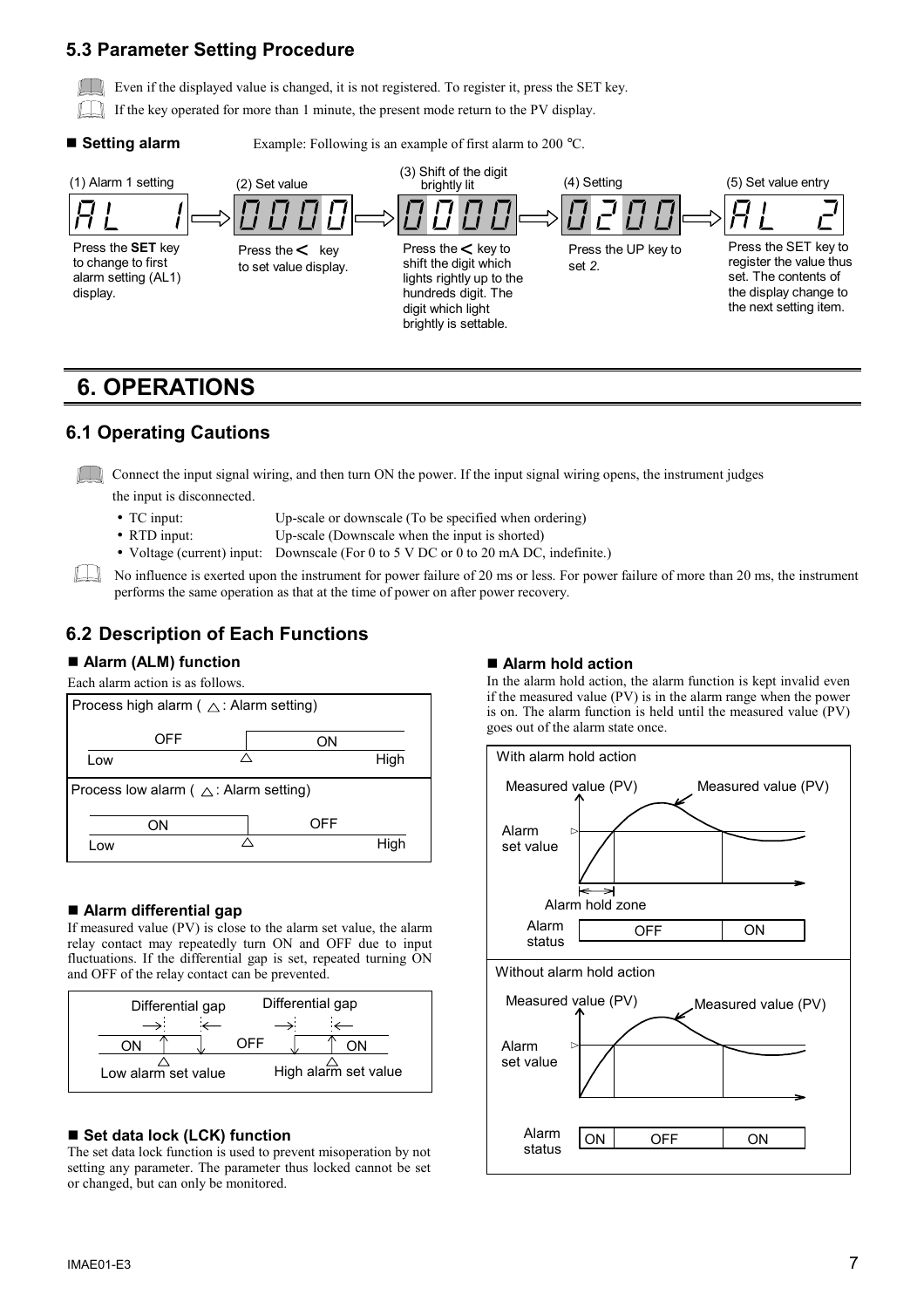## 5.3 Parameter Setting Procedure

Even if the displayed value is changed, it is not registered. To register it, press the SET key.

If the key operated for more than 1 minute, the present mode return to the PV display.

■ **Setting alarm** Example: Following is an example of first alarm to 200 °C.

(1) Alarm 1 setting — AL 1 — Press the **SET** key to change to first alarm setting (AL1) display.

(2) Set value — 0000 — Press the < key to set value display.

(3) Shift of the digit brightly lit — 0000 — Press the < key to shift the digit which lights rightly up to the hundreds digit. The digit which light brightly is settable.

(4) Setting — 0200 — Press the UP key to set 2.

(5) Set value entry — AL 2 — Press the SET key to register the value thus set. The contents of the display change to the next setting item.

# 6. OPERATIONS

## 6.1 Operating Cautions

Connect the input signal wiring, and then turn ON the power. If the input signal wiring opens, the instrument judges the input is disconnected.

- TC input: Up-scale or downscale (To be specified when ordering)
- RTD input: Up-scale (Downscale when the input is shorted)
- Voltage (current) input: Downscale (For 0 to 5 V DC or 0 to 20 mA DC, indefinite.)

No influence is exerted upon the instrument for power failure of 20 ms or less. For power failure of more than 20 ms, the instrument performs the same operation as that at the time of power on after power recovery.

## 6.2 Description of Each Functions

### ■ Alarm (ALM) function

Each alarm action is as follows.

Process high alarm (△: Alarm setting)

OFF — △ — ON

Low — High

Process low alarm (△: Alarm setting)

ON — △ — OFF

Low — High

### ■ Alarm differential gap

If measured value (PV) is close to the alarm set value, the alarm relay contact may repeatedly turn ON and OFF due to input fluctuations. If the differential gap is set, repeated turning ON and OFF of the relay contact can be prevented.

Differential gap — Differential gap

ON — OFF — ON

Low alarm set value — High alarm set value

### ■ Set data lock (LCK) function

The set data lock function is used to prevent misoperation by not setting any parameter. The parameter thus locked cannot be set or changed, but can only be monitored.

### ■ Alarm hold action

In the alarm hold action, the alarm function is kept invalid even if the measured value (PV) is in the alarm range when the power is on. The alarm function is held until the measured value (PV) goes out of the alarm state once.

With alarm hold action

Measured value (PV) — Measured value (PV)

Alarm set value

Alarm hold zone

Alarm status: OFF | ON

Without alarm hold action

Measured value (PV) — Measured value (PV)

Alarm set value

Alarm status: ON | OFF | ON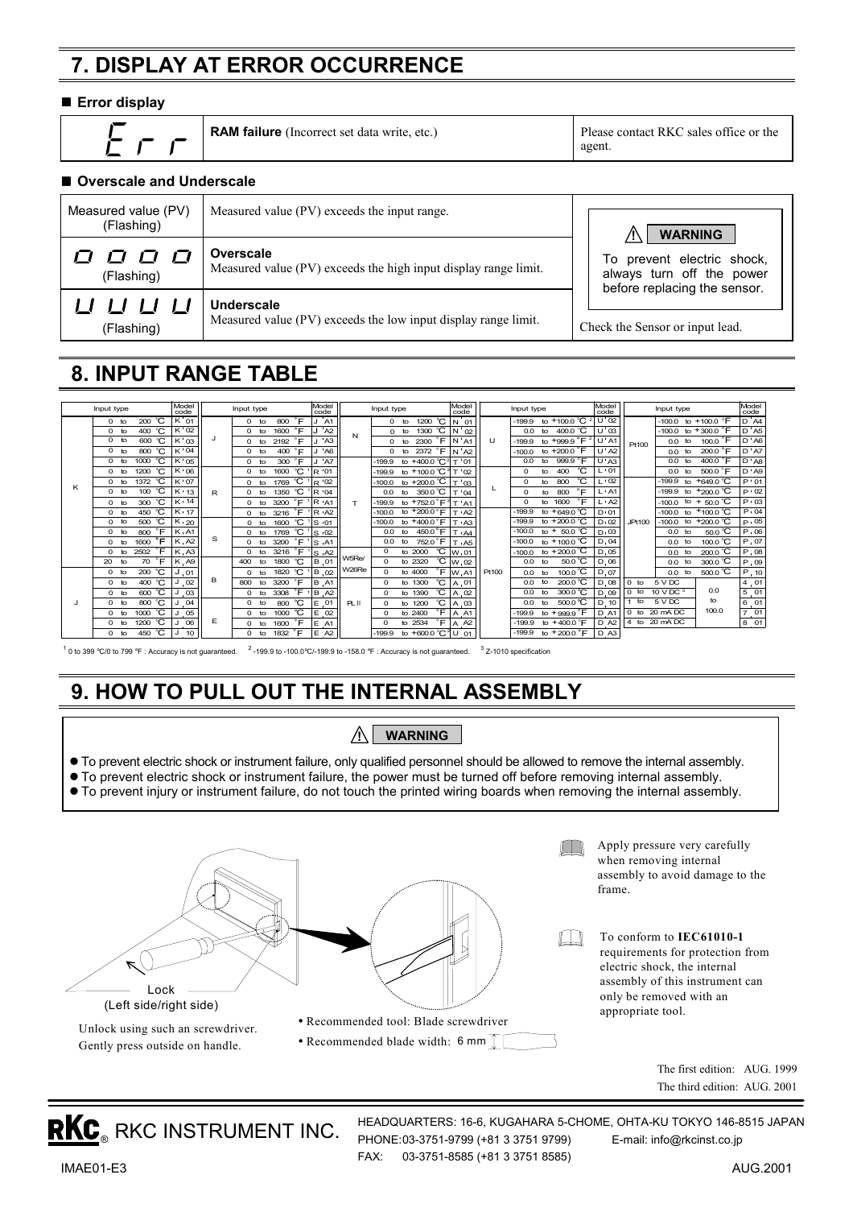# 7. DISPLAY AT ERROR OCCURRENCE

## ■ Error display

| | | |
|---|---|---|
| Err | **RAM failure** (Incorrect set data write, etc.) | Please contact RKC sales office or the agent. |

## ■ Overscale and Underscale

| | | |
|---|---|---|
| Measured value (PV) (Flashing) | Measured value (PV) exceeds the input range. | ⚠ **WARNING** To prevent electric shock, always turn off the power before replacing the sensor. Check the Sensor or input lead. |
| oooo (Flashing) | **Overscale** Measured value (PV) exceeds the high input display range limit. | |
| uuuu (Flashing) | **Underscale** Measured value (PV) exceeds the low input display range limit. | |

# 8. INPUT RANGE TABLE

| Input type | | Model code | Input type | | Model code | Input type | | Model code | Input type | | Model code | Input type | | Model code |
|---|---|---|---|---|---|---|---|---|---|---|---|---|---|---|
| K | 0 to 200 °C | K 01 | J | 0 to 800 °F | J A1 | N | 0 to 1200 °C | N 01 | U | -199.9 to +100.0 °C [2] | U 02 | Pt100 | -100.0 to +100.0 °F | D A4 |
| | 0 to 400 °C | K 02 | | 0 to 1600 °F | J A2 | | 0 to 1300 °C | N 02 | | 0.0 to 400.0 °C | U 03 | | -100.0 to +300.0 °F | D A5 |
| | 0 to 600 °C | K 03 | | 0 to 2192 °F | J A3 | | 0 to 2300 °F | N A1 | | -199.9 to +999.9 °F [2] | U A1 | | 0.0 to 100.0 °F | D A6 |
| | 0 to 800 °C | K 04 | | 0 to 400 °F | J A6 | | 0 to 2372 °F | N A2 | | -100.0 to +200.0 °F | U A2 | | 0.0 to 200.0 °F | D A7 |
| | 0 to 1000 °C | K 05 | | 0 to 300 °F | J A7 | T | -199.9 to +400.0 °C [2] | T 01 | | 0.0 to 999.9 °F | U A3 | | 0.0 to 400.0 °F | D A8 |
| | 0 to 1200 °C | K 06 | R | 0 to 1600 °C [1] | R 01 | | -199.9 to +100.0 °C [2] | T 02 | L | 0 to 400 °C | L 01 | | 0.0 to 500.0 °F | D A9 |
| | 0 to 1372 °C | K 07 | | 0 to 1769 °C [1] | R 02 | | -100.0 to +200.0 °C | T 03 | | 0 to 800 °C | L 02 | JPt100 | -199.9 to +649.0 °C | P 01 |
| | 0 to 100 °C | K 13 | | 0 to 1350 °C [1] | R 04 | | 0.0 to 350.0 °C | T 04 | | 0 to 800 °F | L A1 | | -199.9 to +200.0 °C | P 02 |
| | 0 to 300 °C | K 14 | | 0 to 3200 °F [1] | R A1 | | -199.9 to +752.0 °F [2] | T A1 | | 0 to 1600 °F | L A2 | | -100.0 to + 50.0 °C | P 03 |
| | 0 to 450 °C | K 17 | | 0 to 3216 °F [1] | R A2 | | -100.0 to +200.0 °F | T A2 | Pt100 | -199.9 to +649.0 °C | D 01 | | -100.0 to +100.0 °C | P 04 |
| | 0 to 500 °C | K 20 | S | 0 to 1600 °C [1] | S 01 | | -100.0 to +400.0 °F | T A3 | | -199.9 to +200.0 °C | D 02 | | -100.0 to +200.0 °C | P 05 |
| | 0 to 800 °F | K A1 | | 0 to 1769 °C [1] | S 02 | | 0.0 to 450.0 °F | T A4 | | -100.0 to + 50.0 °C | D 03 | | 0.0 to 50.0 °C | P 06 |
| | 0 to 1600 °F | K A2 | | 0 to 3200 °F [1] | S A1 | | 0.0 to 752.0 °F | T A5 | | -100.0 to +100.0 °C | D 04 | | 0.0 to 100.0 °C | P 07 |
| | 0 to 2502 °F | K A3 | | 0 to 3216 °F [1] | S A2 | W5Re/W26Re | 0 to 2000 °C | W 01 | | -100.0 to +200.0 °C | D 05 | | 0.0 to 200.0 °C | P 08 |
| | 20 to 70 °F | K A9 | B | 400 to 1800 °C | B 01 | | 0 to 2320 °C | W 02 | | 0.0 to 50.0 °C | D 06 | | 0.0 to 300.0 °C | P 09 |
| J | 0 to 200 °C | J 01 | | 0 to 1820 °C [1] | B 02 | | 0 to 4000 °F | W A1 | | 0.0 to 100.0 °C | D 07 | | 0.0 to 500.0 °C | P 10 |
| | 0 to 400 °C | J 02 | | 800 to 3200 °F | B A1 | PL II | 0 to 1300 °C | A 01 | | 0.0 to 200.0 °C | D 08 | 0 to 5 V DC | 0.0 to 100.0 | 4 01 |
| | 0 to 600 °C | J 03 | | 0 to 3308 °F [1] | B A2 | | 0 to 1390 °C | A 02 | | 0.0 to 300.0 °C | D 09 | 0 to 10 V DC [3] | | 5 01 |
| | 0 to 800 °C | J 04 | E | 0 to 800 °C | E 01 | | 0 to 1200 °C | A 03 | | 0.0 to 500.0 °C | D 10 | 1 to 5 V DC | | 6 01 |
| | 0 to 1000 °C | J 05 | | 0 to 1000 °C | E 02 | | 0 to 2400 °F | A A1 | | -199.9 to +999.9 °F | D A1 | 0 to 20 mA DC | | 7 01 |
| | 0 to 1200 °C | J 06 | | 0 to 1600 °F | E A1 | | 0 to 2534 °F | A A2 | | -199.9 to +400.0 °F | D A2 | 4 to 20 mA DC | | 8 01 |
| | 0 to 450 °C | J 10 | | 0 to 1832 °F | E A2 | U | -199.9 to +600.0 °C [2] | U 01 | | -199.9 to +200.0 °F | D A3 | | | |

[1] 0 to 399 °C/0 to 799 °F : Accuracy is not guaranteed. [2] -199.9 to -100.0°C/-199.9 to -158.0 °F : Accuracy is not guaranteed. [3] Z-1010 specification

# 9. HOW TO PULL OUT THE INTERNAL ASSEMBLY

⚠ **WARNING**

- To prevent electric shock or instrument failure, only qualified personnel should be allowed to remove the internal assembly.
- To prevent electric shock or instrument failure, the power must be turned off before removing internal assembly.
- To prevent injury or instrument failure, do not touch the printed wiring boards when removing the internal assembly.

Lock
(Left side/right side)

Unlock using such an screwdriver.
Gently press outside on handle.

- Recommended tool: Blade screwdriver
- Recommended blade width: 6 mm

Apply pressure very carefully when removing internal assembly to avoid damage to the frame.

To conform to **IEC61010-1** requirements for protection from electric shock, the internal assembly of this instrument can only be removed with an appropriate tool.

The first edition: AUG. 1999
The third edition: AUG. 2001

**RKC**® RKC INSTRUMENT INC.

HEADQUARTERS: 16-6, KUGAHARA 5-CHOME, OHTA-KU TOKYO 146-8515 JAPAN
PHONE:03-3751-9799 (+81 3 3751 9799) E-mail: info@rkcinst.co.jp
FAX: 03-3751-8585 (+81 3 3751 8585)

IMAE01-E3 AUG.2001